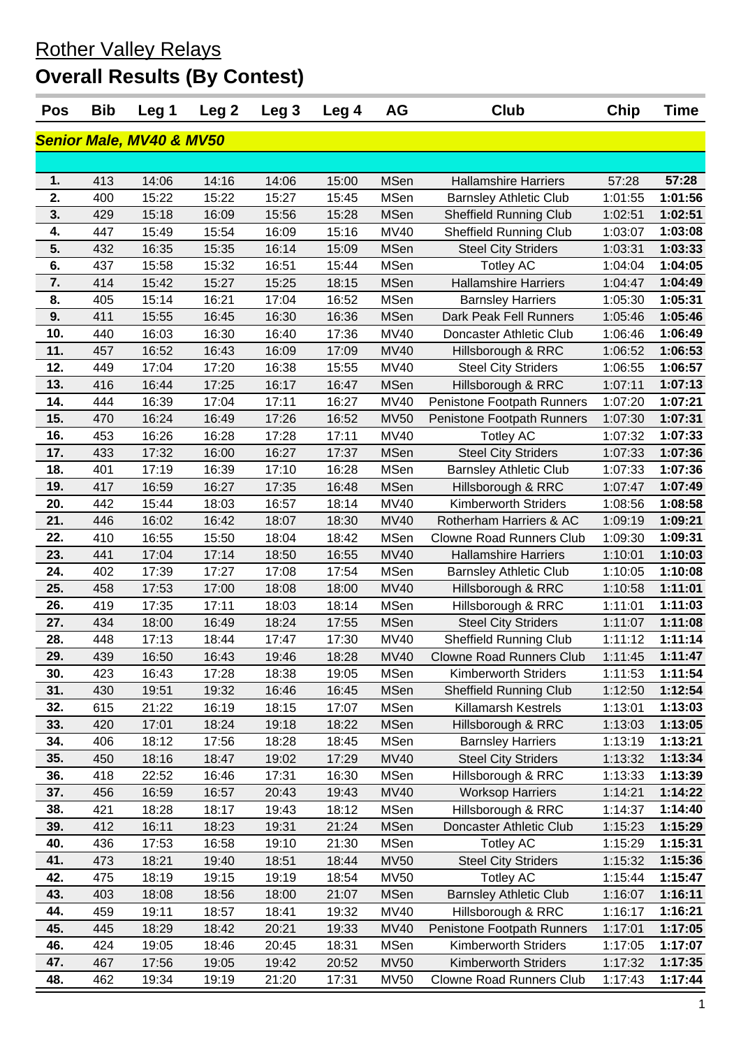# Rother Valley Relays

## Overall Results (By Contest)

| Pos | Bib | Leg 1 | Leg 2 | Leg 3 | Leg 4 | AG | Club | Chip | Time |
|---|---|---|---|---|---|---|---|---|---|
| ***Senior Male, MV40 & MV50*** | | | | | | | | | |
| 1. | 413 | 14:06 | 14:16 | 14:06 | 15:00 | MSen | Hallamshire Harriers | 57:28 | **57:28** |
| 2. | 400 | 15:22 | 15:22 | 15:27 | 15:45 | MSen | Barnsley Athletic Club | 1:01:55 | **1:01:56** |
| 3. | 429 | 15:18 | 16:09 | 15:56 | 15:28 | MSen | Sheffield Running Club | 1:02:51 | **1:02:51** |
| 4. | 447 | 15:49 | 15:54 | 16:09 | 15:16 | MV40 | Sheffield Running Club | 1:03:07 | **1:03:08** |
| 5. | 432 | 16:35 | 15:35 | 16:14 | 15:09 | MSen | Steel City Striders | 1:03:31 | **1:03:33** |
| 6. | 437 | 15:58 | 15:32 | 16:51 | 15:44 | MSen | Totley AC | 1:04:04 | **1:04:05** |
| 7. | 414 | 15:42 | 15:27 | 15:25 | 18:15 | MSen | Hallamshire Harriers | 1:04:47 | **1:04:49** |
| 8. | 405 | 15:14 | 16:21 | 17:04 | 16:52 | MSen | Barnsley Harriers | 1:05:30 | **1:05:31** |
| 9. | 411 | 15:55 | 16:45 | 16:30 | 16:36 | MSen | Dark Peak Fell Runners | 1:05:46 | **1:05:46** |
| 10. | 440 | 16:03 | 16:30 | 16:40 | 17:36 | MV40 | Doncaster Athletic Club | 1:06:46 | **1:06:49** |
| 11. | 457 | 16:52 | 16:43 | 16:09 | 17:09 | MV40 | Hillsborough & RRC | 1:06:52 | **1:06:53** |
| 12. | 449 | 17:04 | 17:20 | 16:38 | 15:55 | MV40 | Steel City Striders | 1:06:55 | **1:06:57** |
| 13. | 416 | 16:44 | 17:25 | 16:17 | 16:47 | MSen | Hillsborough & RRC | 1:07:11 | **1:07:13** |
| 14. | 444 | 16:39 | 17:04 | 17:11 | 16:27 | MV40 | Penistone Footpath Runners | 1:07:20 | **1:07:21** |
| 15. | 470 | 16:24 | 16:49 | 17:26 | 16:52 | MV50 | Penistone Footpath Runners | 1:07:30 | **1:07:31** |
| 16. | 453 | 16:26 | 16:28 | 17:28 | 17:11 | MV40 | Totley AC | 1:07:32 | **1:07:33** |
| 17. | 433 | 17:32 | 16:00 | 16:27 | 17:37 | MSen | Steel City Striders | 1:07:33 | **1:07:36** |
| 18. | 401 | 17:19 | 16:39 | 17:10 | 16:28 | MSen | Barnsley Athletic Club | 1:07:33 | **1:07:36** |
| 19. | 417 | 16:59 | 16:27 | 17:35 | 16:48 | MSen | Hillsborough & RRC | 1:07:47 | **1:07:49** |
| 20. | 442 | 15:44 | 18:03 | 16:57 | 18:14 | MV40 | Kimberworth Striders | 1:08:56 | **1:08:58** |
| 21. | 446 | 16:02 | 16:42 | 18:07 | 18:30 | MV40 | Rotherham Harriers & AC | 1:09:19 | **1:09:21** |
| 22. | 410 | 16:55 | 15:50 | 18:04 | 18:42 | MSen | Clowne Road Runners Club | 1:09:30 | **1:09:31** |
| 23. | 441 | 17:04 | 17:14 | 18:50 | 16:55 | MV40 | Hallamshire Harriers | 1:10:01 | **1:10:03** |
| 24. | 402 | 17:39 | 17:27 | 17:08 | 17:54 | MSen | Barnsley Athletic Club | 1:10:05 | **1:10:08** |
| 25. | 458 | 17:53 | 17:00 | 18:08 | 18:00 | MV40 | Hillsborough & RRC | 1:10:58 | **1:11:01** |
| 26. | 419 | 17:35 | 17:11 | 18:03 | 18:14 | MSen | Hillsborough & RRC | 1:11:01 | **1:11:03** |
| 27. | 434 | 18:00 | 16:49 | 18:24 | 17:55 | MSen | Steel City Striders | 1:11:07 | **1:11:08** |
| 28. | 448 | 17:13 | 18:44 | 17:47 | 17:30 | MV40 | Sheffield Running Club | 1:11:12 | **1:11:14** |
| 29. | 439 | 16:50 | 16:43 | 19:46 | 18:28 | MV40 | Clowne Road Runners Club | 1:11:45 | **1:11:47** |
| 30. | 423 | 16:43 | 17:28 | 18:38 | 19:05 | MSen | Kimberworth Striders | 1:11:53 | **1:11:54** |
| 31. | 430 | 19:51 | 19:32 | 16:46 | 16:45 | MSen | Sheffield Running Club | 1:12:50 | **1:12:54** |
| 32. | 615 | 21:22 | 16:19 | 18:15 | 17:07 | MSen | Killamarsh Kestrels | 1:13:01 | **1:13:03** |
| 33. | 420 | 17:01 | 18:24 | 19:18 | 18:22 | MSen | Hillsborough & RRC | 1:13:03 | **1:13:05** |
| 34. | 406 | 18:12 | 17:56 | 18:28 | 18:45 | MSen | Barnsley Harriers | 1:13:19 | **1:13:21** |
| 35. | 450 | 18:16 | 18:47 | 19:02 | 17:29 | MV40 | Steel City Striders | 1:13:32 | **1:13:34** |
| 36. | 418 | 22:52 | 16:46 | 17:31 | 16:30 | MSen | Hillsborough & RRC | 1:13:33 | **1:13:39** |
| 37. | 456 | 16:59 | 16:57 | 20:43 | 19:43 | MV40 | Worksop Harriers | 1:14:21 | **1:14:22** |
| 38. | 421 | 18:28 | 18:17 | 19:43 | 18:12 | MSen | Hillsborough & RRC | 1:14:37 | **1:14:40** |
| 39. | 412 | 16:11 | 18:23 | 19:31 | 21:24 | MSen | Doncaster Athletic Club | 1:15:23 | **1:15:29** |
| 40. | 436 | 17:53 | 16:58 | 19:10 | 21:30 | MSen | Totley AC | 1:15:29 | **1:15:31** |
| 41. | 473 | 18:21 | 19:40 | 18:51 | 18:44 | MV50 | Steel City Striders | 1:15:32 | **1:15:36** |
| 42. | 475 | 18:19 | 19:15 | 19:19 | 18:54 | MV50 | Totley AC | 1:15:44 | **1:15:47** |
| 43. | 403 | 18:08 | 18:56 | 18:00 | 21:07 | MSen | Barnsley Athletic Club | 1:16:07 | **1:16:11** |
| 44. | 459 | 19:11 | 18:57 | 18:41 | 19:32 | MV40 | Hillsborough & RRC | 1:16:17 | **1:16:21** |
| 45. | 445 | 18:29 | 18:42 | 20:21 | 19:33 | MV40 | Penistone Footpath Runners | 1:17:01 | **1:17:05** |
| 46. | 424 | 19:05 | 18:46 | 20:45 | 18:31 | MSen | Kimberworth Striders | 1:17:05 | **1:17:07** |
| 47. | 467 | 17:56 | 19:05 | 19:42 | 20:52 | MV50 | Kimberworth Striders | 1:17:32 | **1:17:35** |
| 48. | 462 | 19:34 | 19:19 | 21:20 | 17:31 | MV50 | Clowne Road Runners Club | 1:17:43 | **1:17:44** |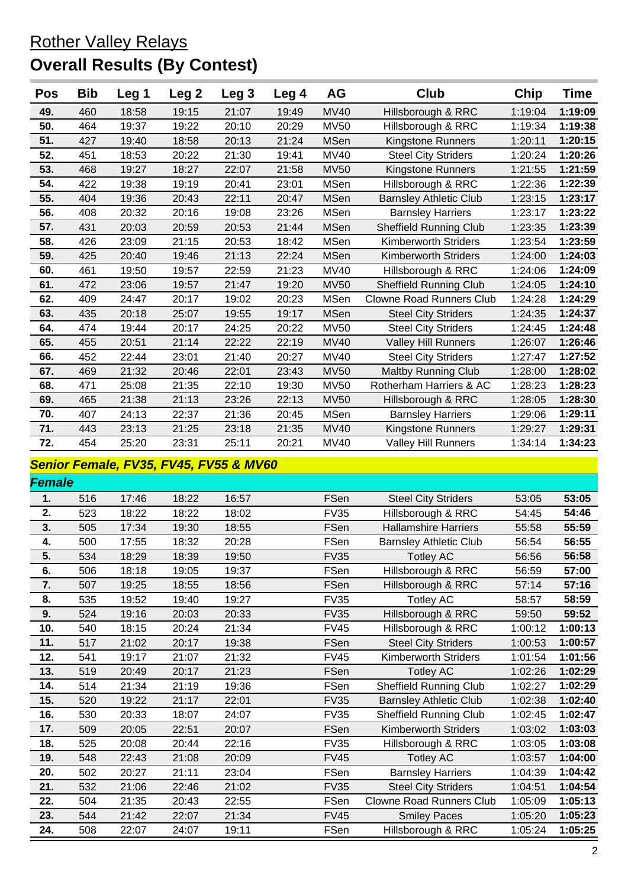# Rother Valley Relays

## Overall Results (By Contest)

| Pos | Bib | Leg 1 | Leg 2 | Leg 3 | Leg 4 | AG | Club | Chip | Time |
|---|---|---|---|---|---|---|---|---|---|
| 49. | 460 | 18:58 | 19:15 | 21:07 | 19:49 | MV40 | Hillsborough & RRC | 1:19:04 | **1:19:09** |
| 50. | 464 | 19:37 | 19:22 | 20:10 | 20:29 | MV50 | Hillsborough & RRC | 1:19:34 | **1:19:38** |
| 51. | 427 | 19:40 | 18:58 | 20:13 | 21:24 | MSen | Kingstone Runners | 1:20:11 | **1:20:15** |
| 52. | 451 | 18:53 | 20:22 | 21:30 | 19:41 | MV40 | Steel City Striders | 1:20:24 | **1:20:26** |
| 53. | 468 | 19:27 | 18:27 | 22:07 | 21:58 | MV50 | Kingstone Runners | 1:21:55 | **1:21:59** |
| 54. | 422 | 19:38 | 19:19 | 20:41 | 23:01 | MSen | Hillsborough & RRC | 1:22:36 | **1:22:39** |
| 55. | 404 | 19:36 | 20:43 | 22:11 | 20:47 | MSen | Barnsley Athletic Club | 1:23:15 | **1:23:17** |
| 56. | 408 | 20:32 | 20:16 | 19:08 | 23:26 | MSen | Barnsley Harriers | 1:23:17 | **1:23:22** |
| 57. | 431 | 20:03 | 20:59 | 20:53 | 21:44 | MSen | Sheffield Running Club | 1:23:35 | **1:23:39** |
| 58. | 426 | 23:09 | 21:15 | 20:53 | 18:42 | MSen | Kimberworth Striders | 1:23:54 | **1:23:59** |
| 59. | 425 | 20:40 | 19:46 | 21:13 | 22:24 | MSen | Kimberworth Striders | 1:24:00 | **1:24:03** |
| 60. | 461 | 19:50 | 19:57 | 22:59 | 21:23 | MV40 | Hillsborough & RRC | 1:24:06 | **1:24:09** |
| 61. | 472 | 23:06 | 19:57 | 21:47 | 19:20 | MV50 | Sheffield Running Club | 1:24:05 | **1:24:10** |
| 62. | 409 | 24:47 | 20:17 | 19:02 | 20:23 | MSen | Clowne Road Runners Club | 1:24:28 | **1:24:29** |
| 63. | 435 | 20:18 | 25:07 | 19:55 | 19:17 | MSen | Steel City Striders | 1:24:35 | **1:24:37** |
| 64. | 474 | 19:44 | 20:17 | 24:25 | 20:22 | MV50 | Steel City Striders | 1:24:45 | **1:24:48** |
| 65. | 455 | 20:51 | 21:14 | 22:22 | 22:19 | MV40 | Valley Hill Runners | 1:26:07 | **1:26:46** |
| 66. | 452 | 22:44 | 23:01 | 21:40 | 20:27 | MV40 | Steel City Striders | 1:27:47 | **1:27:52** |
| 67. | 469 | 21:32 | 20:46 | 22:01 | 23:43 | MV50 | Maltby Running Club | 1:28:00 | **1:28:02** |
| 68. | 471 | 25:08 | 21:35 | 22:10 | 19:30 | MV50 | Rotherham Harriers & AC | 1:28:23 | **1:28:23** |
| 69. | 465 | 21:38 | 21:13 | 23:26 | 22:13 | MV50 | Hillsborough & RRC | 1:28:05 | **1:28:30** |
| 70. | 407 | 24:13 | 22:37 | 21:36 | 20:45 | MSen | Barnsley Harriers | 1:29:06 | **1:29:11** |
| 71. | 443 | 23:13 | 21:25 | 23:18 | 21:35 | MV40 | Kingstone Runners | 1:29:27 | **1:29:31** |
| 72. | 454 | 25:20 | 23:31 | 25:11 | 20:21 | MV40 | Valley Hill Runners | 1:34:14 | **1:34:23** |

***Senior Female, FV35, FV45, FV55 & MV60***

***Female***

| Pos | Bib | Leg 1 | Leg 2 | Leg 3 | Leg 4 | AG | Club | Chip | Time |
|---|---|---|---|---|---|---|---|---|---|
| 1. | 516 | 17:46 | 18:22 | 16:57 | | FSen | Steel City Striders | 53:05 | **53:05** |
| 2. | 523 | 18:22 | 18:22 | 18:02 | | FV35 | Hillsborough & RRC | 54:45 | **54:46** |
| 3. | 505 | 17:34 | 19:30 | 18:55 | | FSen | Hallamshire Harriers | 55:58 | **55:59** |
| 4. | 500 | 17:55 | 18:32 | 20:28 | | FSen | Barnsley Athletic Club | 56:54 | **56:55** |
| 5. | 534 | 18:29 | 18:39 | 19:50 | | FV35 | Totley AC | 56:56 | **56:58** |
| 6. | 506 | 18:18 | 19:05 | 19:37 | | FSen | Hillsborough & RRC | 56:59 | **57:00** |
| 7. | 507 | 19:25 | 18:55 | 18:56 | | FSen | Hillsborough & RRC | 57:14 | **57:16** |
| 8. | 535 | 19:52 | 19:40 | 19:27 | | FV35 | Totley AC | 58:57 | **58:59** |
| 9. | 524 | 19:16 | 20:03 | 20:33 | | FV35 | Hillsborough & RRC | 59:50 | **59:52** |
| 10. | 540 | 18:15 | 20:24 | 21:34 | | FV45 | Hillsborough & RRC | 1:00:12 | **1:00:13** |
| 11. | 517 | 21:02 | 20:17 | 19:38 | | FSen | Steel City Striders | 1:00:53 | **1:00:57** |
| 12. | 541 | 19:17 | 21:07 | 21:32 | | FV45 | Kimberworth Striders | 1:01:54 | **1:01:56** |
| 13. | 519 | 20:49 | 20:17 | 21:23 | | FSen | Totley AC | 1:02:26 | **1:02:29** |
| 14. | 514 | 21:34 | 21:19 | 19:36 | | FSen | Sheffield Running Club | 1:02:27 | **1:02:29** |
| 15. | 520 | 19:22 | 21:17 | 22:01 | | FV35 | Barnsley Athletic Club | 1:02:38 | **1:02:40** |
| 16. | 530 | 20:33 | 18:07 | 24:07 | | FV35 | Sheffield Running Club | 1:02:45 | **1:02:47** |
| 17. | 509 | 20:05 | 22:51 | 20:07 | | FSen | Kimberworth Striders | 1:03:02 | **1:03:03** |
| 18. | 525 | 20:08 | 20:44 | 22:16 | | FV35 | Hillsborough & RRC | 1:03:05 | **1:03:08** |
| 19. | 548 | 22:43 | 21:08 | 20:09 | | FV45 | Totley AC | 1:03:57 | **1:04:00** |
| 20. | 502 | 20:27 | 21:11 | 23:04 | | FSen | Barnsley Harriers | 1:04:39 | **1:04:42** |
| 21. | 532 | 21:06 | 22:46 | 21:02 | | FV35 | Steel City Striders | 1:04:51 | **1:04:54** |
| 22. | 504 | 21:35 | 20:43 | 22:55 | | FSen | Clowne Road Runners Club | 1:05:09 | **1:05:13** |
| 23. | 544 | 21:42 | 22:07 | 21:34 | | FV45 | Smiley Paces | 1:05:20 | **1:05:23** |
| 24. | 508 | 22:07 | 24:07 | 19:11 | | FSen | Hillsborough & RRC | 1:05:24 | **1:05:25** |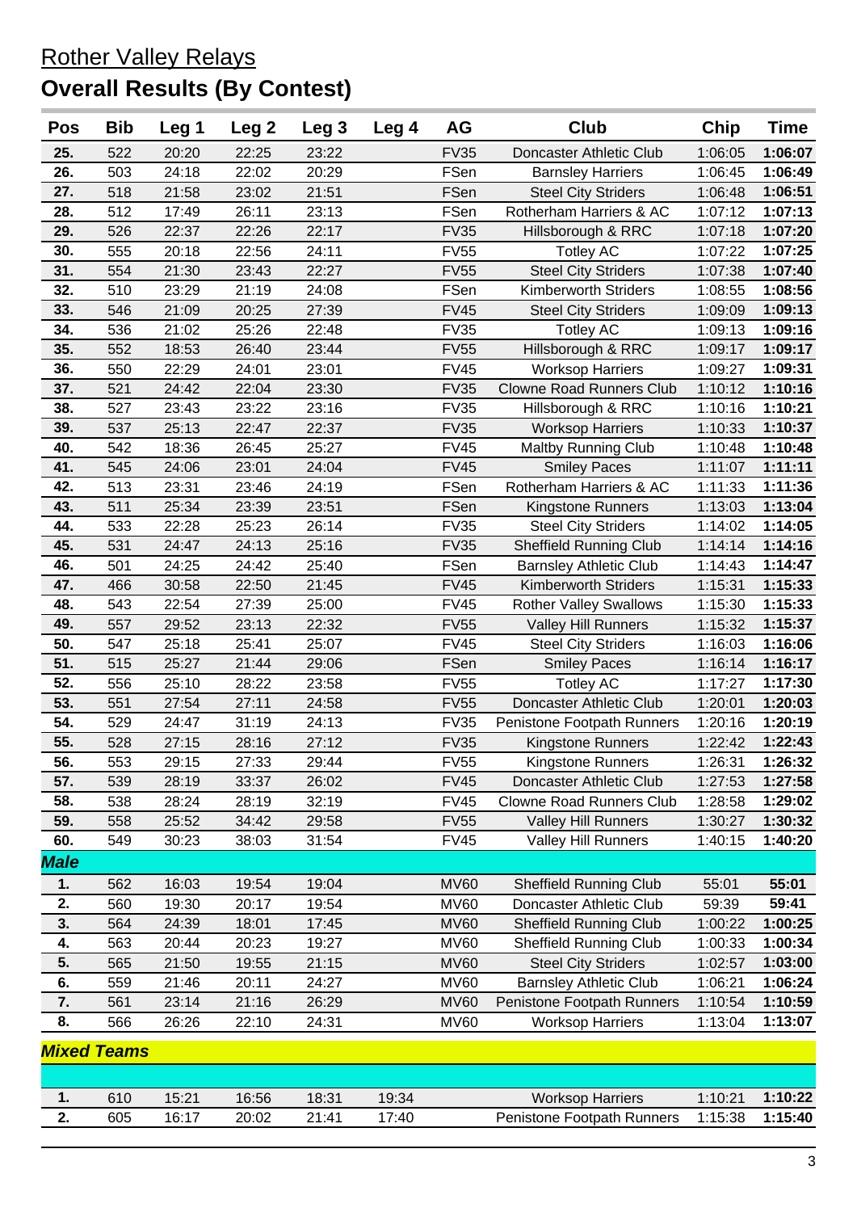## Rother Valley Relays

# Overall Results (By Contest)

| Pos | Bib | Leg 1 | Leg 2 | Leg 3 | Leg 4 | AG | Club | Chip | Time |
|---|---|---|---|---|---|---|---|---|---|
| 25. | 522 | 20:20 | 22:25 | 23:22 | | FV35 | Doncaster Athletic Club | 1:06:05 | **1:06:07** |
| 26. | 503 | 24:18 | 22:02 | 20:29 | | FSen | Barnsley Harriers | 1:06:45 | **1:06:49** |
| 27. | 518 | 21:58 | 23:02 | 21:51 | | FSen | Steel City Striders | 1:06:48 | **1:06:51** |
| 28. | 512 | 17:49 | 26:11 | 23:13 | | FSen | Rotherham Harriers & AC | 1:07:12 | **1:07:13** |
| 29. | 526 | 22:37 | 22:26 | 22:17 | | FV35 | Hillsborough & RRC | 1:07:18 | **1:07:20** |
| 30. | 555 | 20:18 | 22:56 | 24:11 | | FV55 | Totley AC | 1:07:22 | **1:07:25** |
| 31. | 554 | 21:30 | 23:43 | 22:27 | | FV55 | Steel City Striders | 1:07:38 | **1:07:40** |
| 32. | 510 | 23:29 | 21:19 | 24:08 | | FSen | Kimberworth Striders | 1:08:55 | **1:08:56** |
| 33. | 546 | 21:09 | 20:25 | 27:39 | | FV45 | Steel City Striders | 1:09:09 | **1:09:13** |
| 34. | 536 | 21:02 | 25:26 | 22:48 | | FV35 | Totley AC | 1:09:13 | **1:09:16** |
| 35. | 552 | 18:53 | 26:40 | 23:44 | | FV55 | Hillsborough & RRC | 1:09:17 | **1:09:17** |
| 36. | 550 | 22:29 | 24:01 | 23:01 | | FV45 | Worksop Harriers | 1:09:27 | **1:09:31** |
| 37. | 521 | 24:42 | 22:04 | 23:30 | | FV35 | Clowne Road Runners Club | 1:10:12 | **1:10:16** |
| 38. | 527 | 23:43 | 23:22 | 23:16 | | FV35 | Hillsborough & RRC | 1:10:16 | **1:10:21** |
| 39. | 537 | 25:13 | 22:47 | 22:37 | | FV35 | Worksop Harriers | 1:10:33 | **1:10:37** |
| 40. | 542 | 18:36 | 26:45 | 25:27 | | FV45 | Maltby Running Club | 1:10:48 | **1:10:48** |
| 41. | 545 | 24:06 | 23:01 | 24:04 | | FV45 | Smiley Paces | 1:11:07 | **1:11:11** |
| 42. | 513 | 23:31 | 23:46 | 24:19 | | FSen | Rotherham Harriers & AC | 1:11:33 | **1:11:36** |
| 43. | 511 | 25:34 | 23:39 | 23:51 | | FSen | Kingstone Runners | 1:13:03 | **1:13:04** |
| 44. | 533 | 22:28 | 25:23 | 26:14 | | FV35 | Steel City Striders | 1:14:02 | **1:14:05** |
| 45. | 531 | 24:47 | 24:13 | 25:16 | | FV35 | Sheffield Running Club | 1:14:14 | **1:14:16** |
| 46. | 501 | 24:25 | 24:42 | 25:40 | | FSen | Barnsley Athletic Club | 1:14:43 | **1:14:47** |
| 47. | 466 | 30:58 | 22:50 | 21:45 | | FV45 | Kimberworth Striders | 1:15:31 | **1:15:33** |
| 48. | 543 | 22:54 | 27:39 | 25:00 | | FV45 | Rother Valley Swallows | 1:15:30 | **1:15:33** |
| 49. | 557 | 29:52 | 23:13 | 22:32 | | FV55 | Valley Hill Runners | 1:15:32 | **1:15:37** |
| 50. | 547 | 25:18 | 25:41 | 25:07 | | FV45 | Steel City Striders | 1:16:03 | **1:16:06** |
| 51. | 515 | 25:27 | 21:44 | 29:06 | | FSen | Smiley Paces | 1:16:14 | **1:16:17** |
| 52. | 556 | 25:10 | 28:22 | 23:58 | | FV55 | Totley AC | 1:17:27 | **1:17:30** |
| 53. | 551 | 27:54 | 27:11 | 24:58 | | FV55 | Doncaster Athletic Club | 1:20:01 | **1:20:03** |
| 54. | 529 | 24:47 | 31:19 | 24:13 | | FV35 | Penistone Footpath Runners | 1:20:16 | **1:20:19** |
| 55. | 528 | 27:15 | 28:16 | 27:12 | | FV35 | Kingstone Runners | 1:22:42 | **1:22:43** |
| 56. | 553 | 29:15 | 27:33 | 29:44 | | FV55 | Kingstone Runners | 1:26:31 | **1:26:32** |
| 57. | 539 | 28:19 | 33:37 | 26:02 | | FV45 | Doncaster Athletic Club | 1:27:53 | **1:27:58** |
| 58. | 538 | 28:24 | 28:19 | 32:19 | | FV45 | Clowne Road Runners Club | 1:28:58 | **1:29:02** |
| 59. | 558 | 25:52 | 34:42 | 29:58 | | FV55 | Valley Hill Runners | 1:30:27 | **1:30:32** |
| 60. | 549 | 30:23 | 38:03 | 31:54 | | FV45 | Valley Hill Runners | 1:40:15 | **1:40:20** |
| ***Male*** | | | | | | | | | |
| 1. | 562 | 16:03 | 19:54 | 19:04 | | MV60 | Sheffield Running Club | 55:01 | **55:01** |
| 2. | 560 | 19:30 | 20:17 | 19:54 | | MV60 | Doncaster Athletic Club | 59:39 | **59:41** |
| 3. | 564 | 24:39 | 18:01 | 17:45 | | MV60 | Sheffield Running Club | 1:00:22 | **1:00:25** |
| 4. | 563 | 20:44 | 20:23 | 19:27 | | MV60 | Sheffield Running Club | 1:00:33 | **1:00:34** |
| 5. | 565 | 21:50 | 19:55 | 21:15 | | MV60 | Steel City Striders | 1:02:57 | **1:03:00** |
| 6. | 559 | 21:46 | 20:11 | 24:27 | | MV60 | Barnsley Athletic Club | 1:06:21 | **1:06:24** |
| 7. | 561 | 23:14 | 21:16 | 26:29 | | MV60 | Penistone Footpath Runners | 1:10:54 | **1:10:59** |
| 8. | 566 | 26:26 | 22:10 | 24:31 | | MV60 | Worksop Harriers | 1:13:04 | **1:13:07** |
| ***Mixed Teams*** | | | | | | | | | |
| 1. | 610 | 15:21 | 16:56 | 18:31 | 19:34 | | Worksop Harriers | 1:10:21 | **1:10:22** |
| 2. | 605 | 16:17 | 20:02 | 21:41 | 17:40 | | Penistone Footpath Runners | 1:15:38 | **1:15:40** |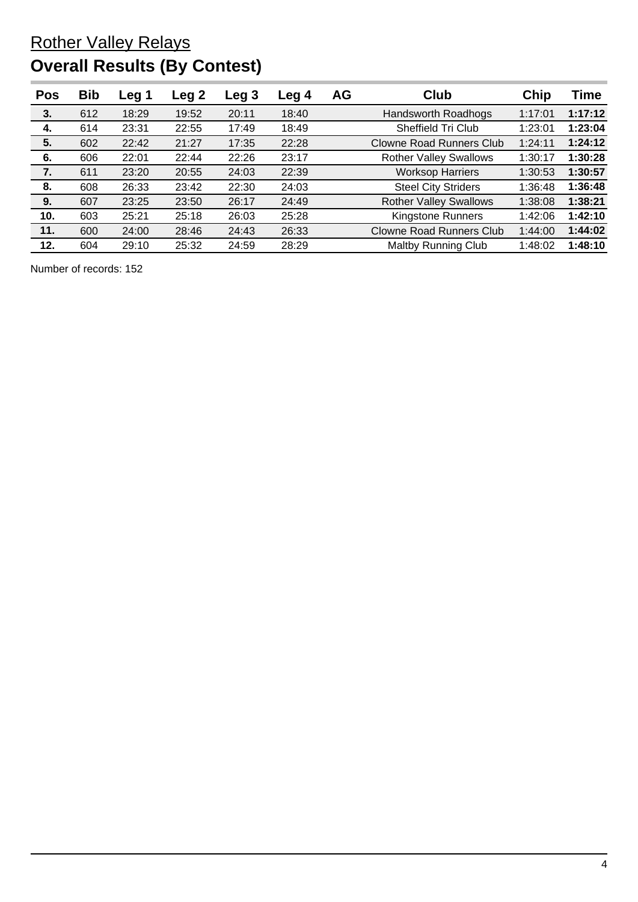Rother Valley Relays

## Overall Results (By Contest)

| Pos | Bib | Leg 1 | Leg 2 | Leg 3 | Leg 4 | AG | Club | Chip | Time |
|---|---|---|---|---|---|---|---|---|---|
| 3. | 612 | 18:29 | 19:52 | 20:11 | 18:40 | | Handsworth Roadhogs | 1:17:01 | **1:17:12** |
| 4. | 614 | 23:31 | 22:55 | 17:49 | 18:49 | | Sheffield Tri Club | 1:23:01 | **1:23:04** |
| 5. | 602 | 22:42 | 21:27 | 17:35 | 22:28 | | Clowne Road Runners Club | 1:24:11 | **1:24:12** |
| 6. | 606 | 22:01 | 22:44 | 22:26 | 23:17 | | Rother Valley Swallows | 1:30:17 | **1:30:28** |
| 7. | 611 | 23:20 | 20:55 | 24:03 | 22:39 | | Worksop Harriers | 1:30:53 | **1:30:57** |
| 8. | 608 | 26:33 | 23:42 | 22:30 | 24:03 | | Steel City Striders | 1:36:48 | **1:36:48** |
| 9. | 607 | 23:25 | 23:50 | 26:17 | 24:49 | | Rother Valley Swallows | 1:38:08 | **1:38:21** |
| 10. | 603 | 25:21 | 25:18 | 26:03 | 25:28 | | Kingstone Runners | 1:42:06 | **1:42:10** |
| 11. | 600 | 24:00 | 28:46 | 24:43 | 26:33 | | Clowne Road Runners Club | 1:44:00 | **1:44:02** |
| 12. | 604 | 29:10 | 25:32 | 24:59 | 28:29 | | Maltby Running Club | 1:48:02 | **1:48:10** |

Number of records: 152